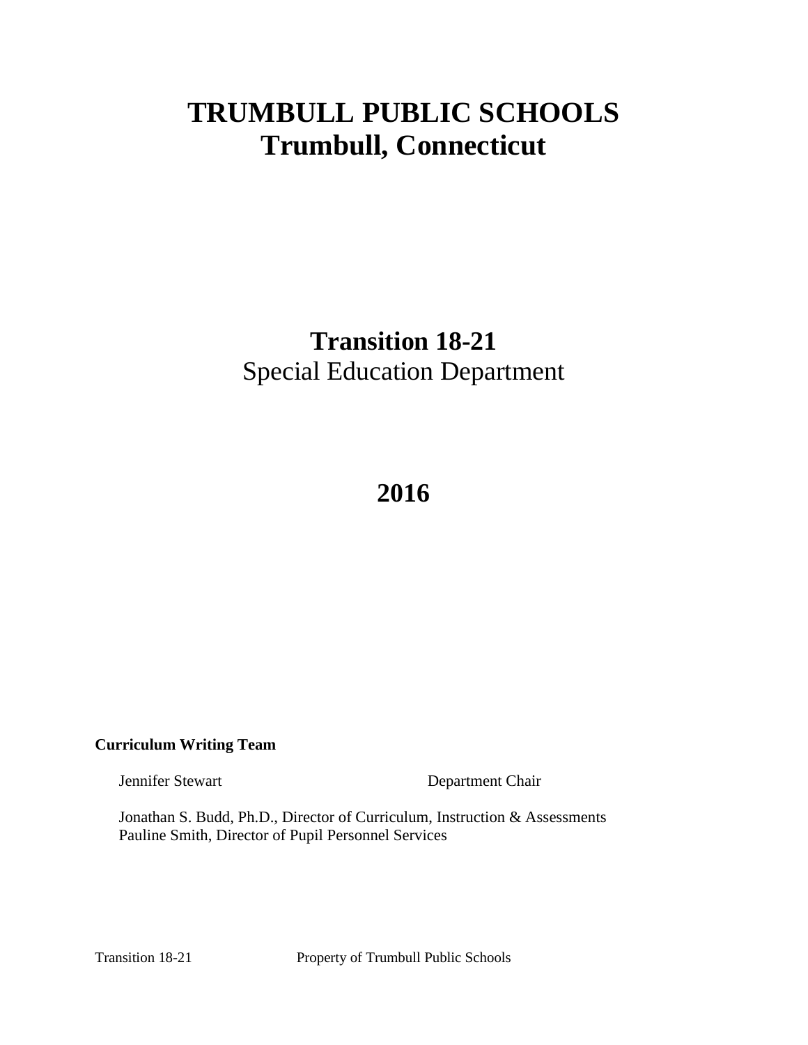# TRUMBULL PUBLIC SCHOOLS
# Trumbull, Connecticut

## Transition 18-21
Special Education Department

## 2016

**Curriculum Writing Team**

Jennifer Stewart — Department Chair

Jonathan S. Budd, Ph.D., Director of Curriculum, Instruction & Assessments
Pauline Smith, Director of Pupil Personnel Services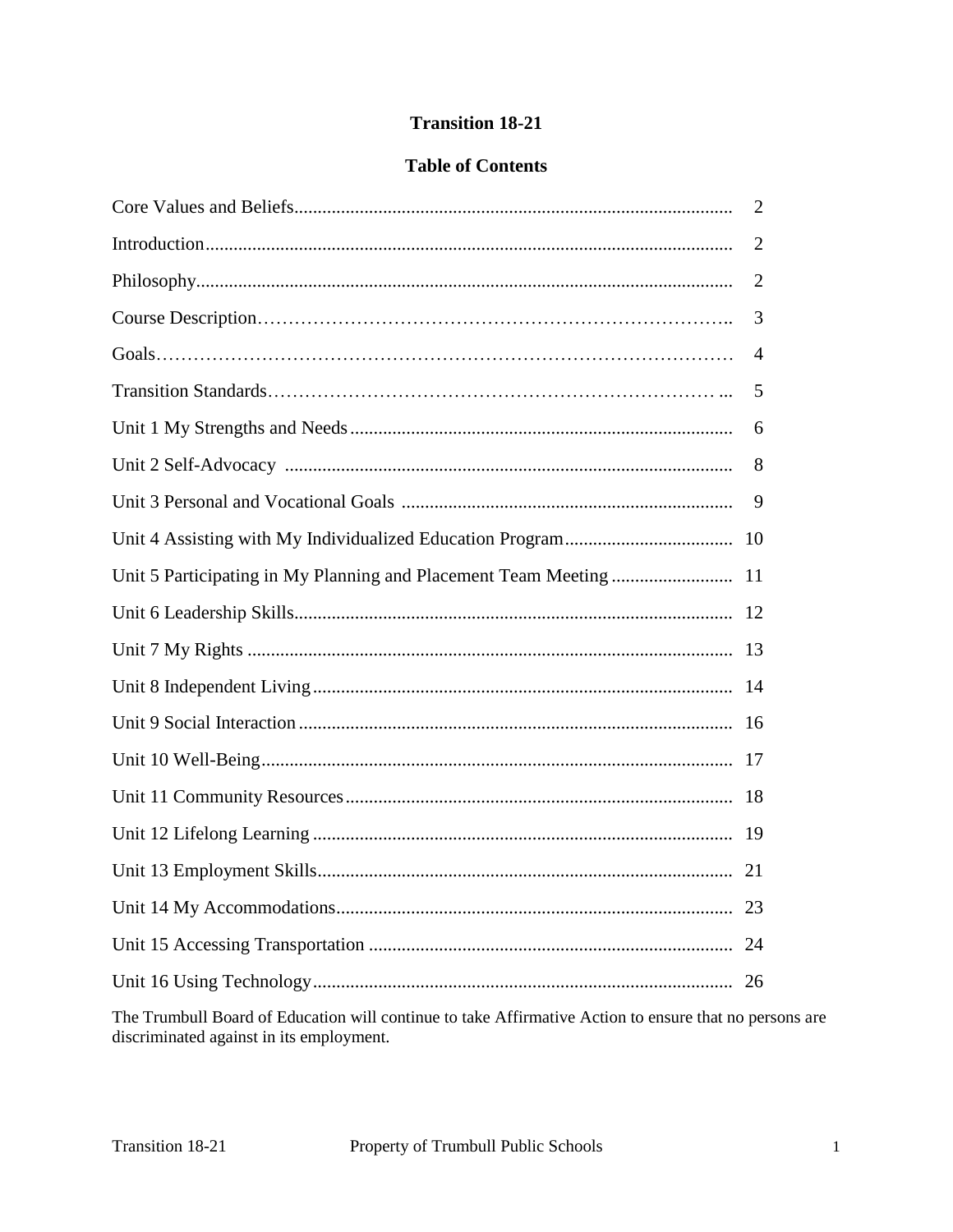# Transition 18-21

## Table of Contents

| | |
|---|---|
| Core Values and Beliefs | 2 |
| Introduction | 2 |
| Philosophy | 2 |
| Course Description | 3 |
| Goals | 4 |
| Transition Standards | 5 |
| Unit 1 My Strengths and Needs | 6 |
| Unit 2 Self-Advocacy | 8 |
| Unit 3 Personal and Vocational Goals | 9 |
| Unit 4 Assisting with My Individualized Education Program | 10 |
| Unit 5 Participating in My Planning and Placement Team Meeting | 11 |
| Unit 6 Leadership Skills | 12 |
| Unit 7 My Rights | 13 |
| Unit 8 Independent Living | 14 |
| Unit 9 Social Interaction | 16 |
| Unit 10 Well-Being | 17 |
| Unit 11 Community Resources | 18 |
| Unit 12 Lifelong Learning | 19 |
| Unit 13 Employment Skills | 21 |
| Unit 14 My Accommodations | 23 |
| Unit 15 Accessing Transportation | 24 |
| Unit 16 Using Technology | 26 |

The Trumbull Board of Education will continue to take Affirmative Action to ensure that no persons are discriminated against in its employment.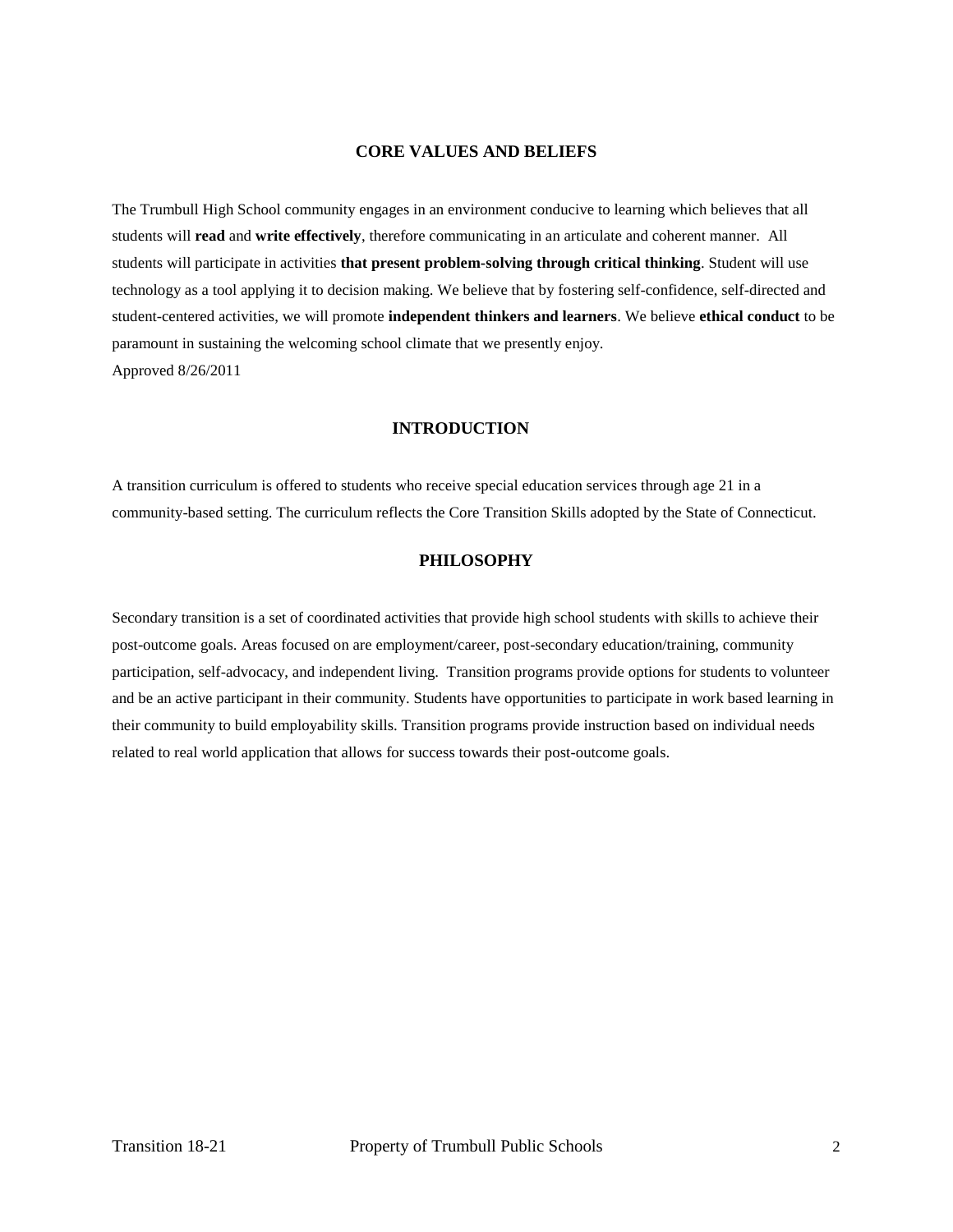## CORE VALUES AND BELIEFS

The Trumbull High School community engages in an environment conducive to learning which believes that all students will **read** and **write effectively**, therefore communicating in an articulate and coherent manner. All students will participate in activities **that present problem-solving through critical thinking**. Student will use technology as a tool applying it to decision making. We believe that by fostering self-confidence, self-directed and student-centered activities, we will promote **independent thinkers and learners**. We believe **ethical conduct** to be paramount in sustaining the welcoming school climate that we presently enjoy.
Approved 8/26/2011

## INTRODUCTION

A transition curriculum is offered to students who receive special education services through age 21 in a community-based setting. The curriculum reflects the Core Transition Skills adopted by the State of Connecticut.

## PHILOSOPHY

Secondary transition is a set of coordinated activities that provide high school students with skills to achieve their post-outcome goals. Areas focused on are employment/career, post-secondary education/training, community participation, self-advocacy, and independent living. Transition programs provide options for students to volunteer and be an active participant in their community. Students have opportunities to participate in work based learning in their community to build employability skills. Transition programs provide instruction based on individual needs related to real world application that allows for success towards their post-outcome goals.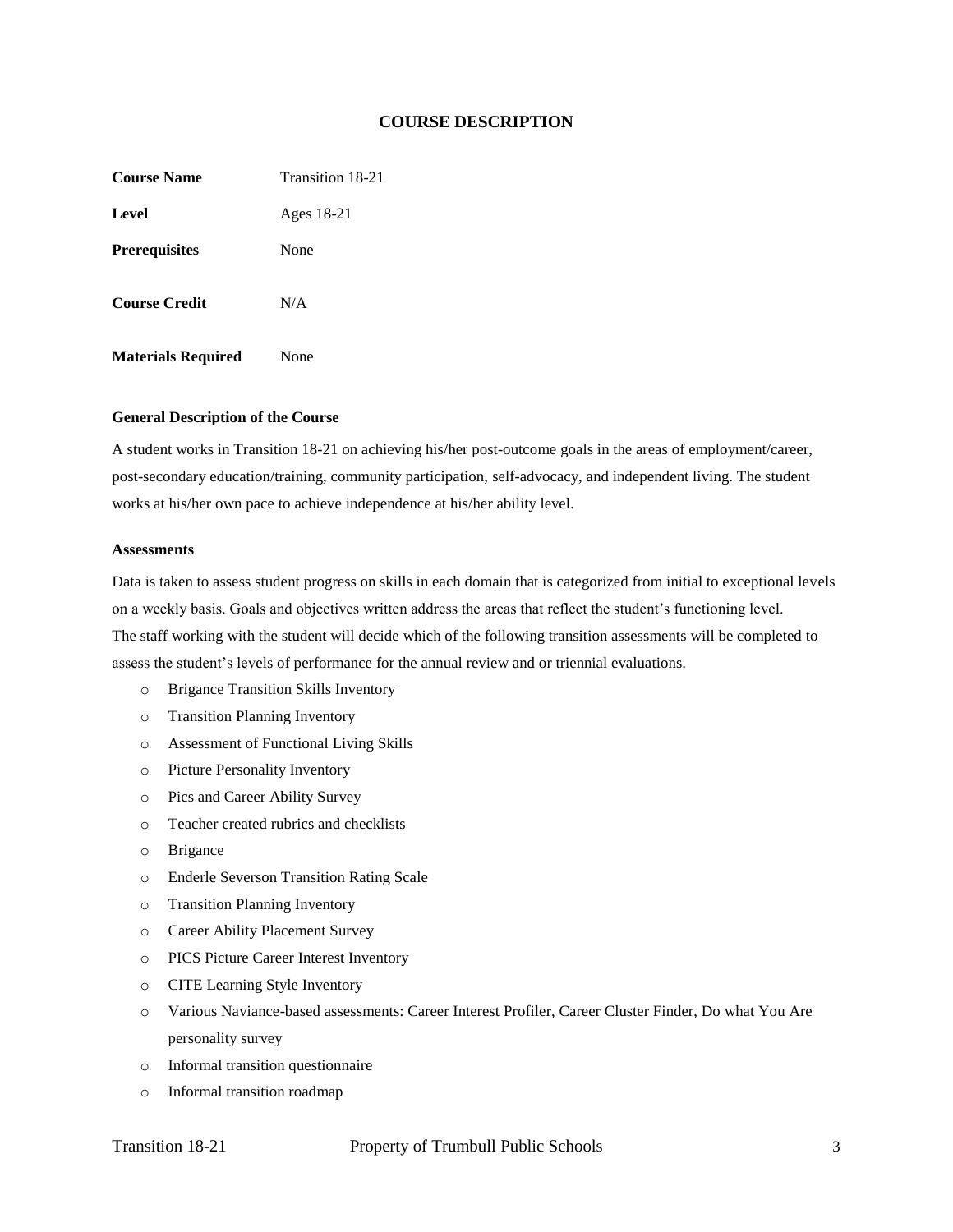# COURSE DESCRIPTION

| | |
|---|---|
| **Course Name** | Transition 18-21 |
| **Level** | Ages 18-21 |
| **Prerequisites** | None |
| **Course Credit** | N/A |
| **Materials Required** | None |

### General Description of the Course

A student works in Transition 18-21 on achieving his/her post-outcome goals in the areas of employment/career, post-secondary education/training, community participation, self-advocacy, and independent living. The student works at his/her own pace to achieve independence at his/her ability level.

### Assessments

Data is taken to assess student progress on skills in each domain that is categorized from initial to exceptional levels on a weekly basis. Goals and objectives written address the areas that reflect the student's functioning level.
The staff working with the student will decide which of the following transition assessments will be completed to assess the student's levels of performance for the annual review and or triennial evaluations.

- Brigance Transition Skills Inventory
- Transition Planning Inventory
- Assessment of Functional Living Skills
- Picture Personality Inventory
- Pics and Career Ability Survey
- Teacher created rubrics and checklists
- Brigance
- Enderle Severson Transition Rating Scale
- Transition Planning Inventory
- Career Ability Placement Survey
- PICS Picture Career Interest Inventory
- CITE Learning Style Inventory
- Various Naviance-based assessments: Career Interest Profiler, Career Cluster Finder, Do what You Are personality survey
- Informal transition questionnaire
- Informal transition roadmap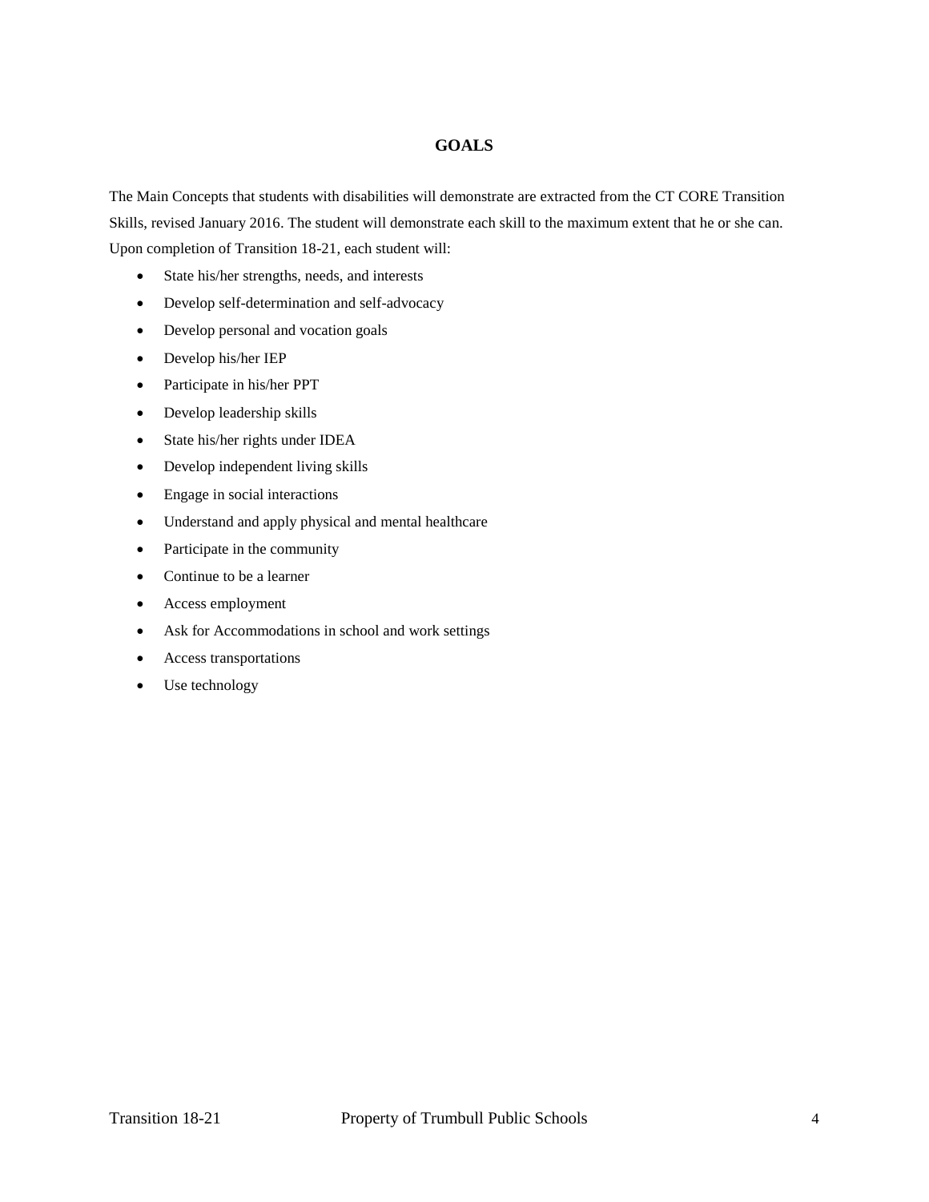## GOALS

The Main Concepts that students with disabilities will demonstrate are extracted from the CT CORE Transition Skills, revised January 2016. The student will demonstrate each skill to the maximum extent that he or she can. Upon completion of Transition 18-21, each student will:

- State his/her strengths, needs, and interests
- Develop self-determination and self-advocacy
- Develop personal and vocation goals
- Develop his/her IEP
- Participate in his/her PPT
- Develop leadership skills
- State his/her rights under IDEA
- Develop independent living skills
- Engage in social interactions
- Understand and apply physical and mental healthcare
- Participate in the community
- Continue to be a learner
- Access employment
- Ask for Accommodations in school and work settings
- Access transportations
- Use technology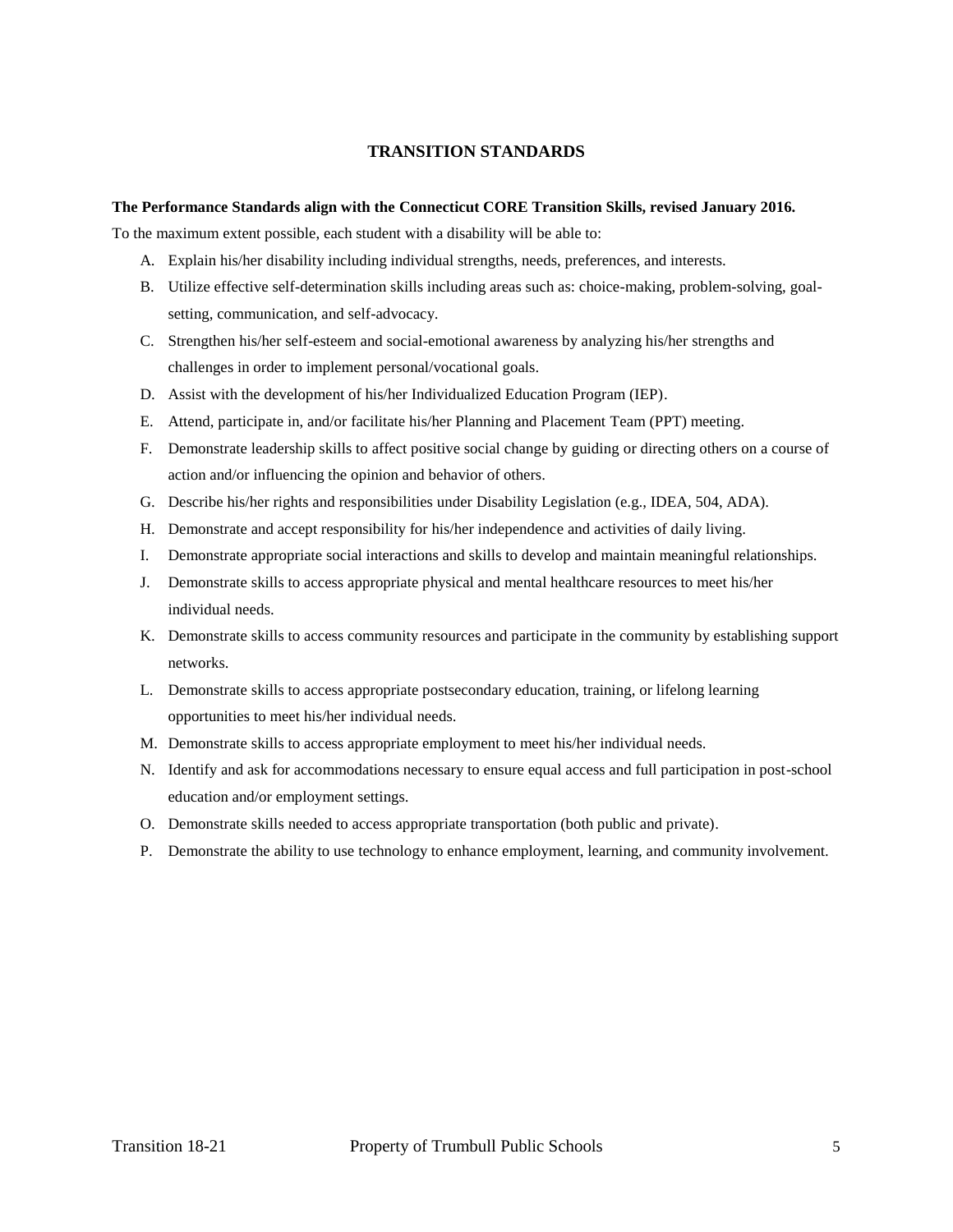## TRANSITION STANDARDS

**The Performance Standards align with the Connecticut CORE Transition Skills, revised January 2016.**

To the maximum extent possible, each student with a disability will be able to:

A. Explain his/her disability including individual strengths, needs, preferences, and interests.
B. Utilize effective self-determination skills including areas such as: choice-making, problem-solving, goal-setting, communication, and self-advocacy.
C. Strengthen his/her self-esteem and social-emotional awareness by analyzing his/her strengths and challenges in order to implement personal/vocational goals.
D. Assist with the development of his/her Individualized Education Program (IEP).
E. Attend, participate in, and/or facilitate his/her Planning and Placement Team (PPT) meeting.
F. Demonstrate leadership skills to affect positive social change by guiding or directing others on a course of action and/or influencing the opinion and behavior of others.
G. Describe his/her rights and responsibilities under Disability Legislation (e.g., IDEA, 504, ADA).
H. Demonstrate and accept responsibility for his/her independence and activities of daily living.
I. Demonstrate appropriate social interactions and skills to develop and maintain meaningful relationships.
J. Demonstrate skills to access appropriate physical and mental healthcare resources to meet his/her individual needs.
K. Demonstrate skills to access community resources and participate in the community by establishing support networks.
L. Demonstrate skills to access appropriate postsecondary education, training, or lifelong learning opportunities to meet his/her individual needs.
M. Demonstrate skills to access appropriate employment to meet his/her individual needs.
N. Identify and ask for accommodations necessary to ensure equal access and full participation in post-school education and/or employment settings.
O. Demonstrate skills needed to access appropriate transportation (both public and private).
P. Demonstrate the ability to use technology to enhance employment, learning, and community involvement.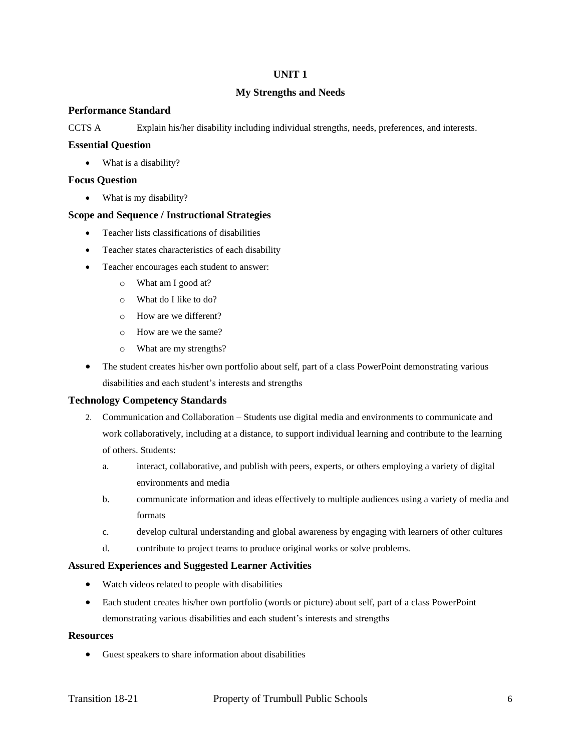## UNIT 1

## My Strengths and Needs

### Performance Standard

CCTS A Explain his/her disability including individual strengths, needs, preferences, and interests.

### Essential Question

- What is a disability?

### Focus Question

- What is my disability?

### Scope and Sequence / Instructional Strategies

- Teacher lists classifications of disabilities
- Teacher states characteristics of each disability
- Teacher encourages each student to answer:
  - What am I good at?
  - What do I like to do?
  - How are we different?
  - How are we the same?
  - What are my strengths?
- The student creates his/her own portfolio about self, part of a class PowerPoint demonstrating various disabilities and each student's interests and strengths

### Technology Competency Standards

2. Communication and Collaboration – Students use digital media and environments to communicate and work collaboratively, including at a distance, to support individual learning and contribute to the learning of others. Students:
   a. interact, collaborative, and publish with peers, experts, or others employing a variety of digital environments and media
   b. communicate information and ideas effectively to multiple audiences using a variety of media and formats
   c. develop cultural understanding and global awareness by engaging with learners of other cultures
   d. contribute to project teams to produce original works or solve problems.

### Assured Experiences and Suggested Learner Activities

- Watch videos related to people with disabilities
- Each student creates his/her own portfolio (words or picture) about self, part of a class PowerPoint demonstrating various disabilities and each student's interests and strengths

### Resources

- Guest speakers to share information about disabilities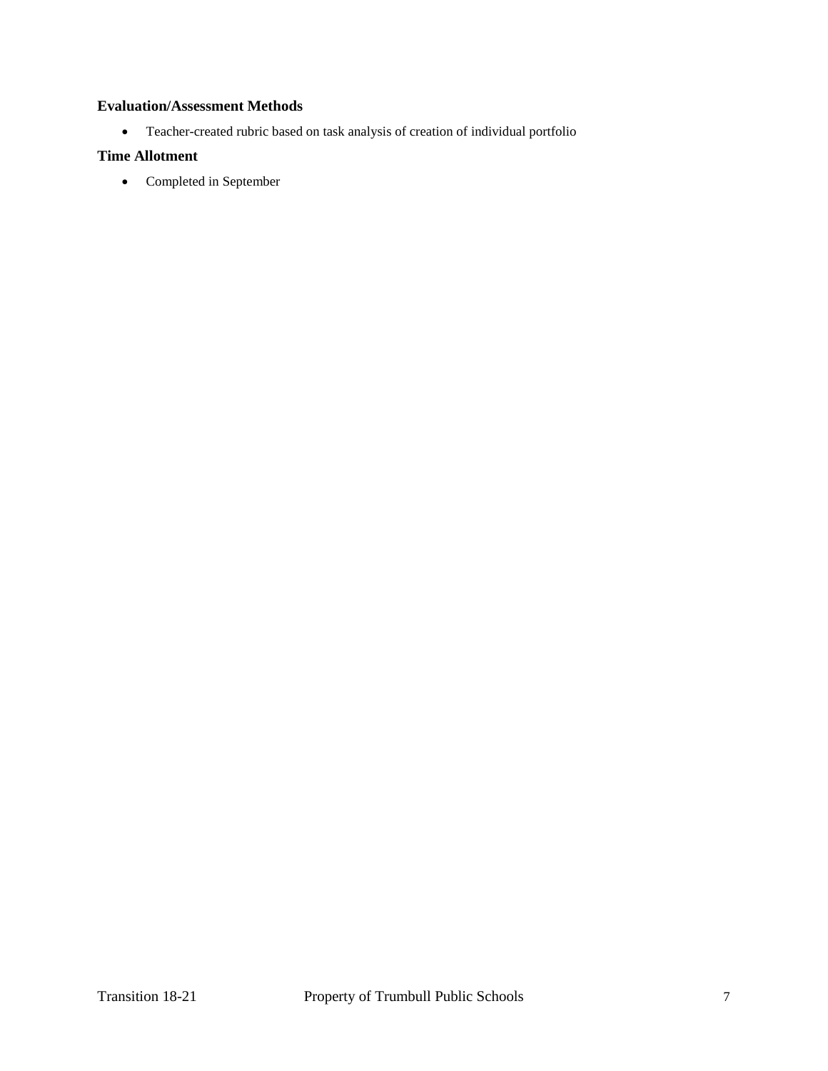### Evaluation/Assessment Methods

- Teacher-created rubric based on task analysis of creation of individual portfolio

### Time Allotment

- Completed in September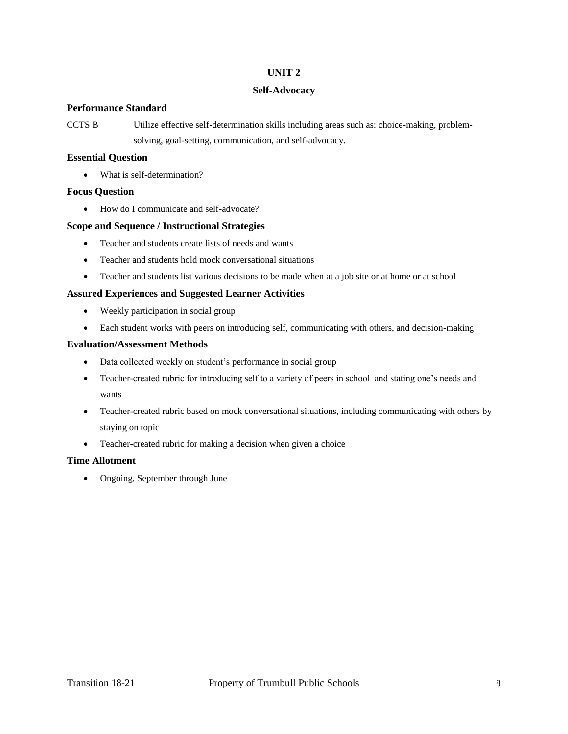# UNIT 2

## Self-Advocacy

### Performance Standard

CCTS B Utilize effective self-determination skills including areas such as: choice-making, problem-solving, goal-setting, communication, and self-advocacy.

### Essential Question

- What is self-determination?

### Focus Question

- How do I communicate and self-advocate?

### Scope and Sequence / Instructional Strategies

- Teacher and students create lists of needs and wants
- Teacher and students hold mock conversational situations
- Teacher and students list various decisions to be made when at a job site or at home or at school

### Assured Experiences and Suggested Learner Activities

- Weekly participation in social group
- Each student works with peers on introducing self, communicating with others, and decision-making

### Evaluation/Assessment Methods

- Data collected weekly on student's performance in social group
- Teacher-created rubric for introducing self to a variety of peers in school and stating one's needs and wants
- Teacher-created rubric based on mock conversational situations, including communicating with others by staying on topic
- Teacher-created rubric for making a decision when given a choice

### Time Allotment

- Ongoing, September through June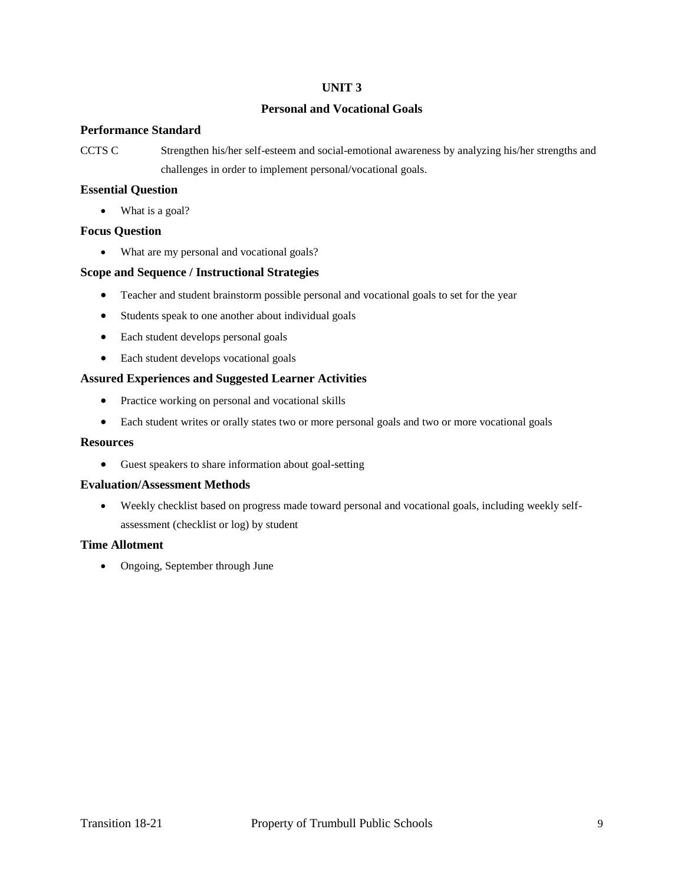# UNIT 3

## Personal and Vocational Goals

### Performance Standard

CCTS C Strengthen his/her self-esteem and social-emotional awareness by analyzing his/her strengths and challenges in order to implement personal/vocational goals.

### Essential Question

- What is a goal?

### Focus Question

- What are my personal and vocational goals?

### Scope and Sequence / Instructional Strategies

- Teacher and student brainstorm possible personal and vocational goals to set for the year
- Students speak to one another about individual goals
- Each student develops personal goals
- Each student develops vocational goals

### Assured Experiences and Suggested Learner Activities

- Practice working on personal and vocational skills
- Each student writes or orally states two or more personal goals and two or more vocational goals

### Resources

- Guest speakers to share information about goal-setting

### Evaluation/Assessment Methods

- Weekly checklist based on progress made toward personal and vocational goals, including weekly self-assessment (checklist or log) by student

### Time Allotment

- Ongoing, September through June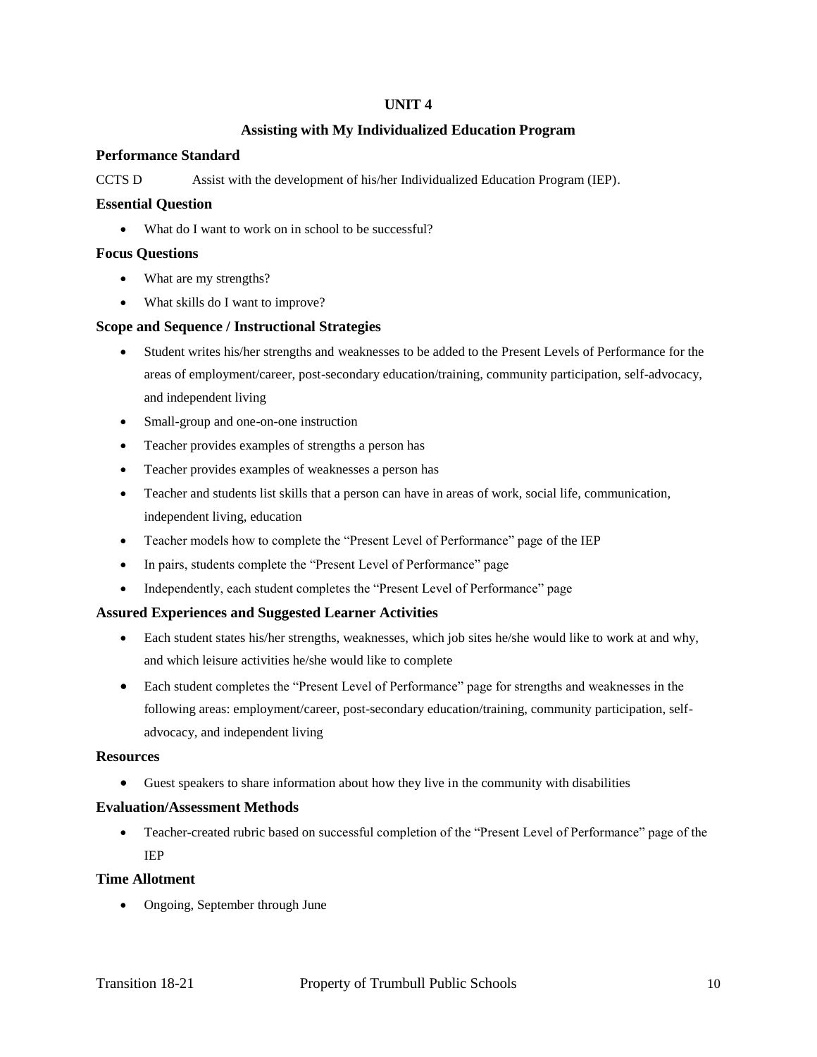# UNIT 4

## Assisting with My Individualized Education Program

### Performance Standard

CCTS D Assist with the development of his/her Individualized Education Program (IEP).

### Essential Question

- What do I want to work on in school to be successful?

### Focus Questions

- What are my strengths?
- What skills do I want to improve?

### Scope and Sequence / Instructional Strategies

- Student writes his/her strengths and weaknesses to be added to the Present Levels of Performance for the areas of employment/career, post-secondary education/training, community participation, self-advocacy, and independent living
- Small-group and one-on-one instruction
- Teacher provides examples of strengths a person has
- Teacher provides examples of weaknesses a person has
- Teacher and students list skills that a person can have in areas of work, social life, communication, independent living, education
- Teacher models how to complete the "Present Level of Performance" page of the IEP
- In pairs, students complete the "Present Level of Performance" page
- Independently, each student completes the "Present Level of Performance" page

### Assured Experiences and Suggested Learner Activities

- Each student states his/her strengths, weaknesses, which job sites he/she would like to work at and why, and which leisure activities he/she would like to complete
- Each student completes the "Present Level of Performance" page for strengths and weaknesses in the following areas: employment/career, post-secondary education/training, community participation, self-advocacy, and independent living

### Resources

- Guest speakers to share information about how they live in the community with disabilities

### Evaluation/Assessment Methods

- Teacher-created rubric based on successful completion of the "Present Level of Performance" page of the IEP

### Time Allotment

- Ongoing, September through June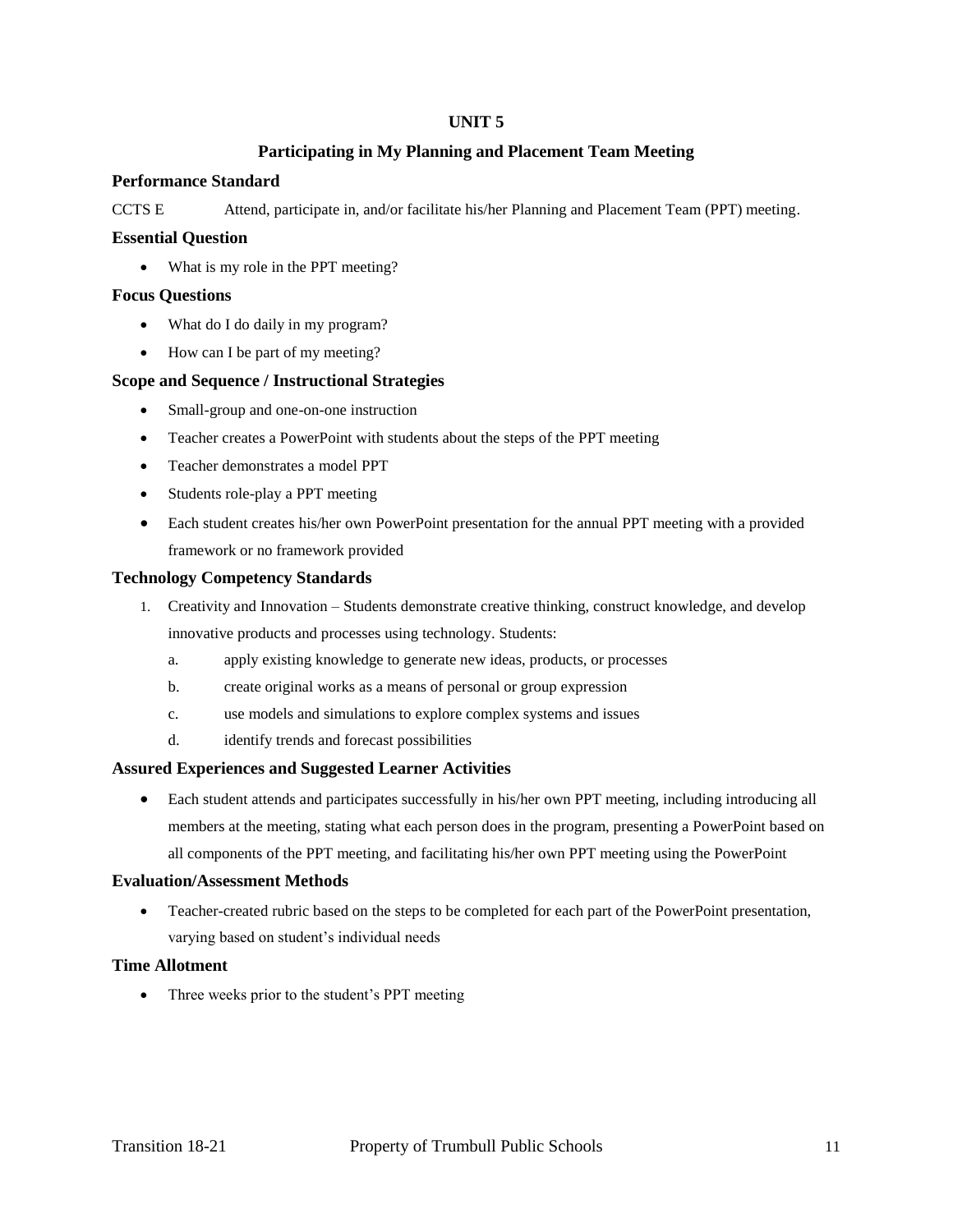# UNIT 5

## Participating in My Planning and Placement Team Meeting

### Performance Standard

CCTS E Attend, participate in, and/or facilitate his/her Planning and Placement Team (PPT) meeting.

### Essential Question

- What is my role in the PPT meeting?

### Focus Questions

- What do I do daily in my program?
- How can I be part of my meeting?

### Scope and Sequence / Instructional Strategies

- Small-group and one-on-one instruction
- Teacher creates a PowerPoint with students about the steps of the PPT meeting
- Teacher demonstrates a model PPT
- Students role-play a PPT meeting
- Each student creates his/her own PowerPoint presentation for the annual PPT meeting with a provided framework or no framework provided

### Technology Competency Standards

1. Creativity and Innovation – Students demonstrate creative thinking, construct knowledge, and develop innovative products and processes using technology. Students:
   a. apply existing knowledge to generate new ideas, products, or processes
   b. create original works as a means of personal or group expression
   c. use models and simulations to explore complex systems and issues
   d. identify trends and forecast possibilities

### Assured Experiences and Suggested Learner Activities

- Each student attends and participates successfully in his/her own PPT meeting, including introducing all members at the meeting, stating what each person does in the program, presenting a PowerPoint based on all components of the PPT meeting, and facilitating his/her own PPT meeting using the PowerPoint

### Evaluation/Assessment Methods

- Teacher-created rubric based on the steps to be completed for each part of the PowerPoint presentation, varying based on student's individual needs

### Time Allotment

- Three weeks prior to the student's PPT meeting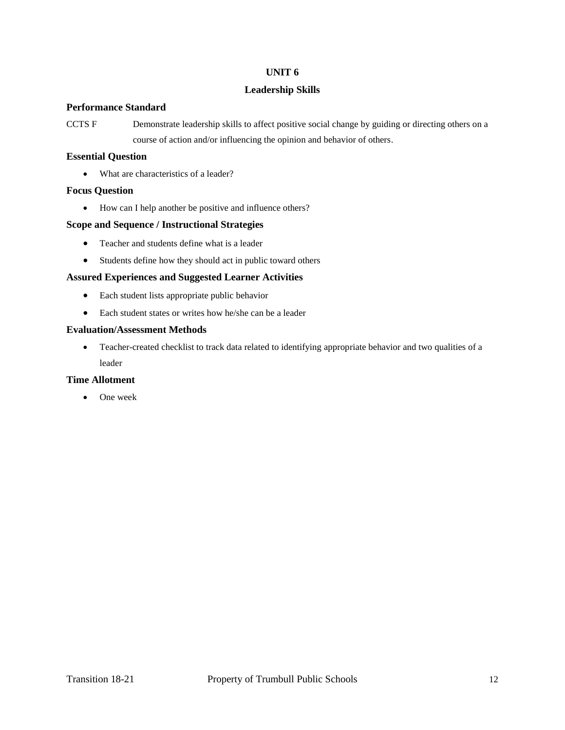# UNIT 6

## Leadership Skills

### Performance Standard

CCTS F    Demonstrate leadership skills to affect positive social change by guiding or directing others on a course of action and/or influencing the opinion and behavior of others.

### Essential Question

- What are characteristics of a leader?

### Focus Question

- How can I help another be positive and influence others?

### Scope and Sequence / Instructional Strategies

- Teacher and students define what is a leader
- Students define how they should act in public toward others

### Assured Experiences and Suggested Learner Activities

- Each student lists appropriate public behavior
- Each student states or writes how he/she can be a leader

### Evaluation/Assessment Methods

- Teacher-created checklist to track data related to identifying appropriate behavior and two qualities of a leader

### Time Allotment

- One week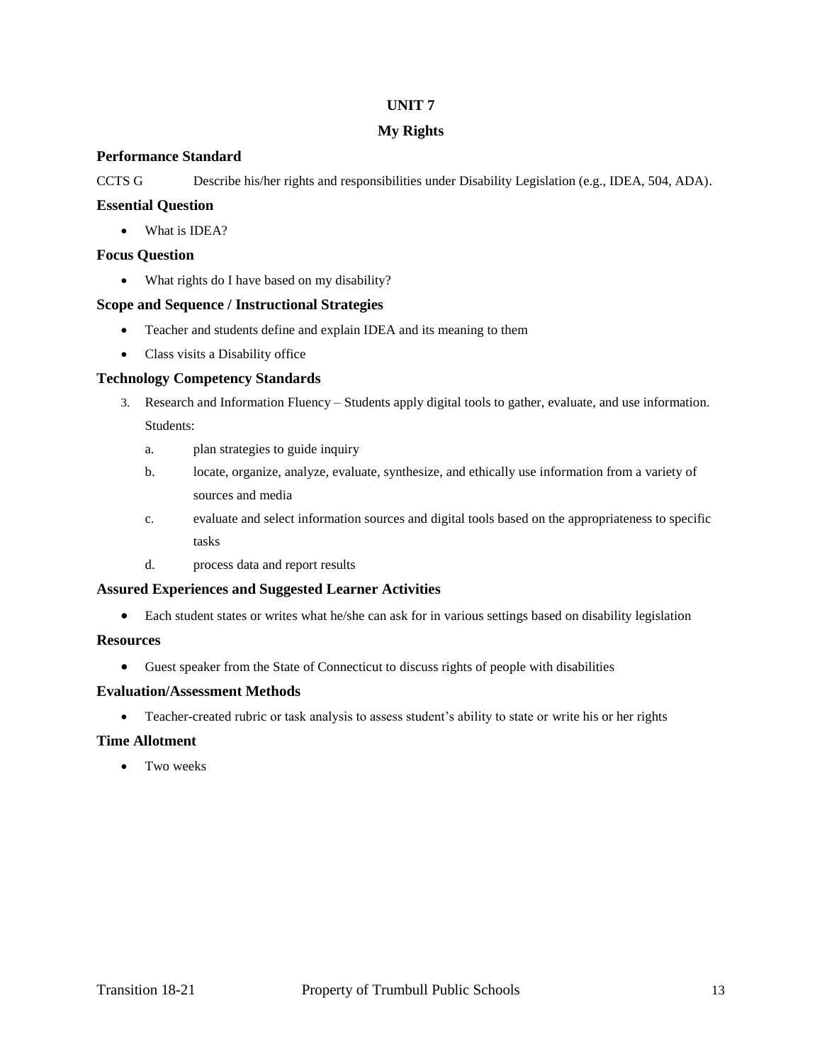# UNIT 7

## My Rights

### Performance Standard

CCTS G Describe his/her rights and responsibilities under Disability Legislation (e.g., IDEA, 504, ADA).

### Essential Question

- What is IDEA?

### Focus Question

- What rights do I have based on my disability?

### Scope and Sequence / Instructional Strategies

- Teacher and students define and explain IDEA and its meaning to them
- Class visits a Disability office

### Technology Competency Standards

3. Research and Information Fluency – Students apply digital tools to gather, evaluate, and use information. Students:
   a. plan strategies to guide inquiry
   b. locate, organize, analyze, evaluate, synthesize, and ethically use information from a variety of sources and media
   c. evaluate and select information sources and digital tools based on the appropriateness to specific tasks
   d. process data and report results

### Assured Experiences and Suggested Learner Activities

- Each student states or writes what he/she can ask for in various settings based on disability legislation

### Resources

- Guest speaker from the State of Connecticut to discuss rights of people with disabilities

### Evaluation/Assessment Methods

- Teacher-created rubric or task analysis to assess student's ability to state or write his or her rights

### Time Allotment

- Two weeks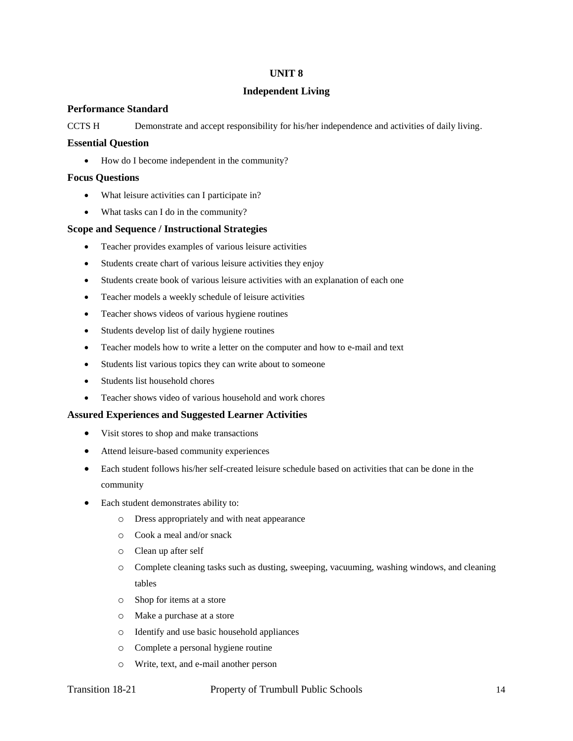# UNIT 8

## Independent Living

### Performance Standard

CCTS H Demonstrate and accept responsibility for his/her independence and activities of daily living.

### Essential Question

- How do I become independent in the community?

### Focus Questions

- What leisure activities can I participate in?
- What tasks can I do in the community?

### Scope and Sequence / Instructional Strategies

- Teacher provides examples of various leisure activities
- Students create chart of various leisure activities they enjoy
- Students create book of various leisure activities with an explanation of each one
- Teacher models a weekly schedule of leisure activities
- Teacher shows videos of various hygiene routines
- Students develop list of daily hygiene routines
- Teacher models how to write a letter on the computer and how to e-mail and text
- Students list various topics they can write about to someone
- Students list household chores
- Teacher shows video of various household and work chores

### Assured Experiences and Suggested Learner Activities

- Visit stores to shop and make transactions
- Attend leisure-based community experiences
- Each student follows his/her self-created leisure schedule based on activities that can be done in the community
- Each student demonstrates ability to:
  - Dress appropriately and with neat appearance
  - Cook a meal and/or snack
  - Clean up after self
  - Complete cleaning tasks such as dusting, sweeping, vacuuming, washing windows, and cleaning tables
  - Shop for items at a store
  - Make a purchase at a store
  - Identify and use basic household appliances
  - Complete a personal hygiene routine
  - Write, text, and e-mail another person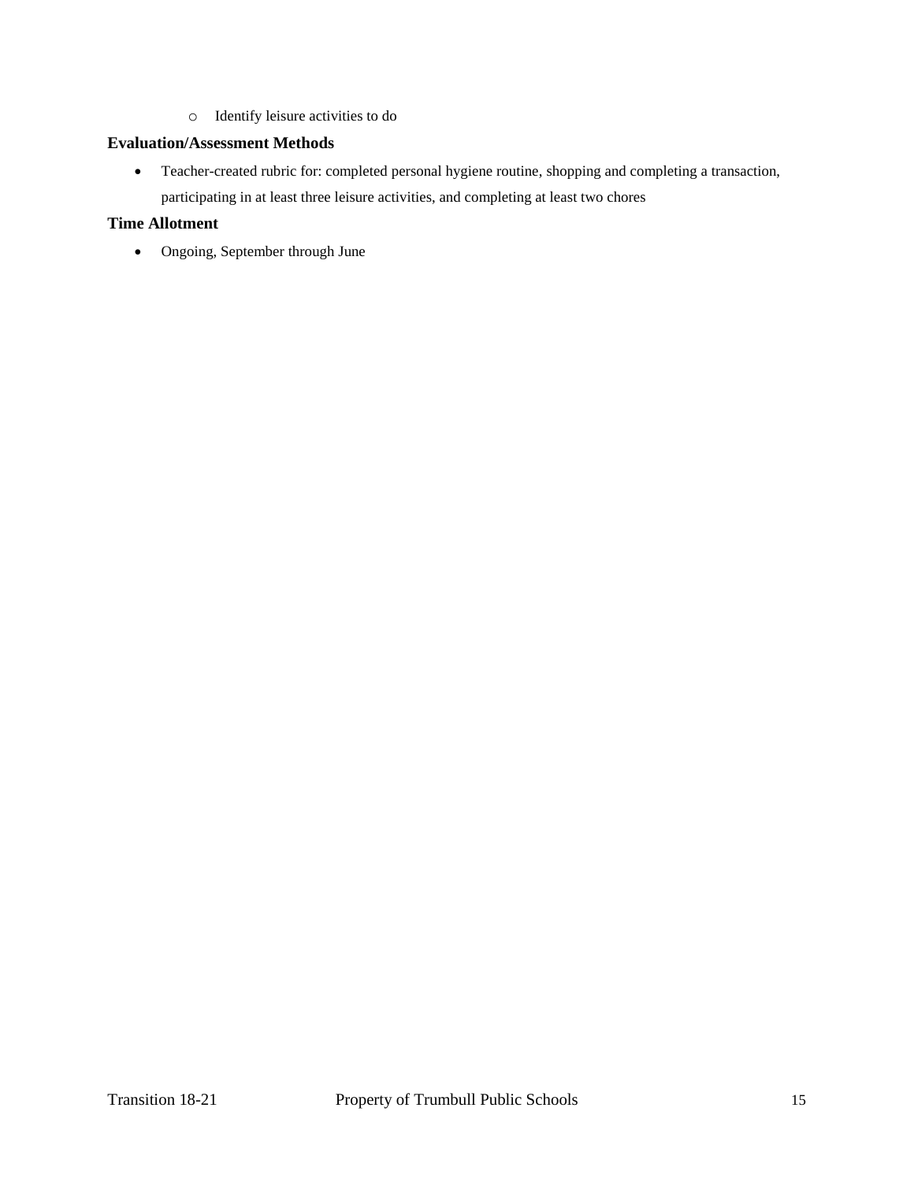- Identify leisure activities to do

**Evaluation/Assessment Methods**

- Teacher-created rubric for: completed personal hygiene routine, shopping and completing a transaction, participating in at least three leisure activities, and completing at least two chores

**Time Allotment**

- Ongoing, September through June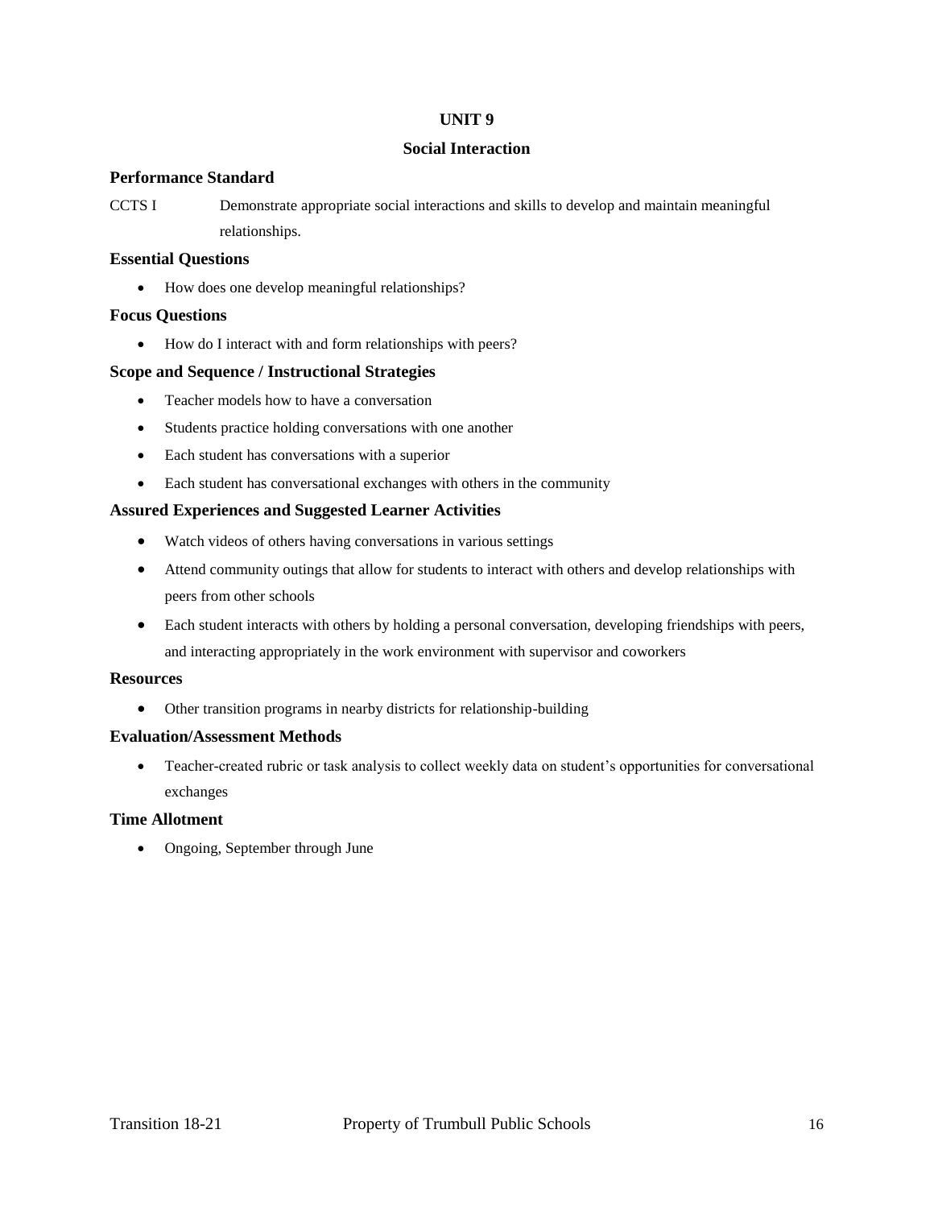# UNIT 9

## Social Interaction

### Performance Standard

CCTS I Demonstrate appropriate social interactions and skills to develop and maintain meaningful relationships.

### Essential Questions

- How does one develop meaningful relationships?

### Focus Questions

- How do I interact with and form relationships with peers?

### Scope and Sequence / Instructional Strategies

- Teacher models how to have a conversation
- Students practice holding conversations with one another
- Each student has conversations with a superior
- Each student has conversational exchanges with others in the community

### Assured Experiences and Suggested Learner Activities

- Watch videos of others having conversations in various settings
- Attend community outings that allow for students to interact with others and develop relationships with peers from other schools
- Each student interacts with others by holding a personal conversation, developing friendships with peers, and interacting appropriately in the work environment with supervisor and coworkers

### Resources

- Other transition programs in nearby districts for relationship-building

### Evaluation/Assessment Methods

- Teacher-created rubric or task analysis to collect weekly data on student's opportunities for conversational exchanges

### Time Allotment

- Ongoing, September through June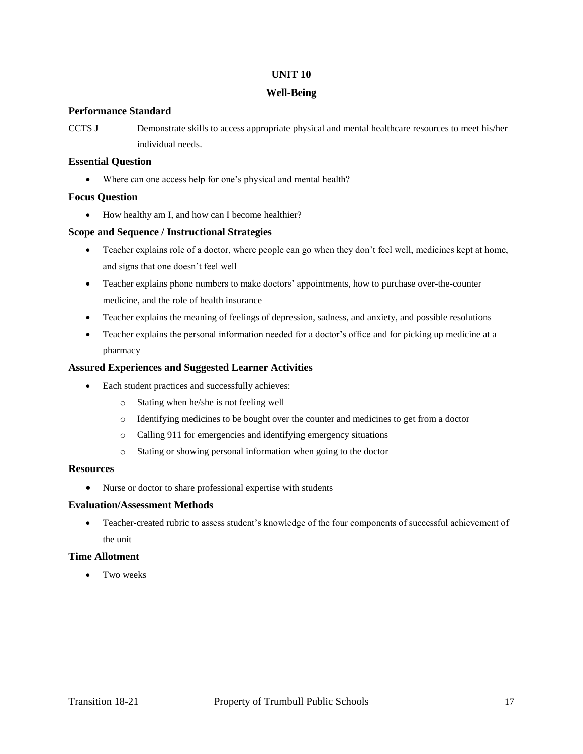# UNIT 10

## Well-Being

### Performance Standard

CCTS J Demonstrate skills to access appropriate physical and mental healthcare resources to meet his/her individual needs.

### Essential Question

- Where can one access help for one's physical and mental health?

### Focus Question

- How healthy am I, and how can I become healthier?

### Scope and Sequence / Instructional Strategies

- Teacher explains role of a doctor, where people can go when they don't feel well, medicines kept at home, and signs that one doesn't feel well
- Teacher explains phone numbers to make doctors' appointments, how to purchase over-the-counter medicine, and the role of health insurance
- Teacher explains the meaning of feelings of depression, sadness, and anxiety, and possible resolutions
- Teacher explains the personal information needed for a doctor's office and for picking up medicine at a pharmacy

### Assured Experiences and Suggested Learner Activities

- Each student practices and successfully achieves:
  - Stating when he/she is not feeling well
  - Identifying medicines to be bought over the counter and medicines to get from a doctor
  - Calling 911 for emergencies and identifying emergency situations
  - Stating or showing personal information when going to the doctor

### Resources

- Nurse or doctor to share professional expertise with students

### Evaluation/Assessment Methods

- Teacher-created rubric to assess student's knowledge of the four components of successful achievement of the unit

### Time Allotment

- Two weeks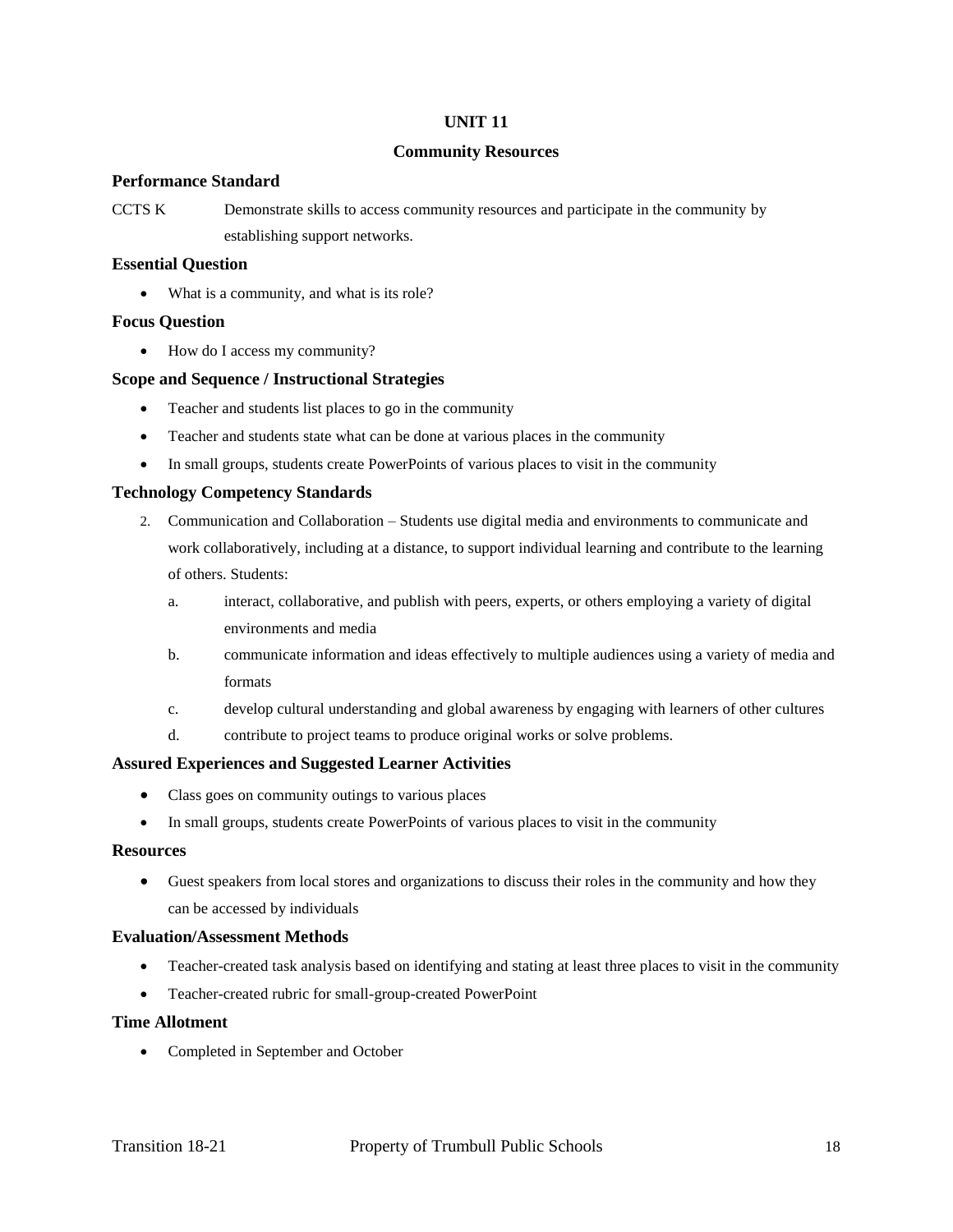## UNIT 11

## Community Resources

### Performance Standard

CCTS K Demonstrate skills to access community resources and participate in the community by establishing support networks.

### Essential Question

- What is a community, and what is its role?

### Focus Question

- How do I access my community?

### Scope and Sequence / Instructional Strategies

- Teacher and students list places to go in the community
- Teacher and students state what can be done at various places in the community
- In small groups, students create PowerPoints of various places to visit in the community

### Technology Competency Standards

2. Communication and Collaboration – Students use digital media and environments to communicate and work collaboratively, including at a distance, to support individual learning and contribute to the learning of others. Students:
   a. interact, collaborative, and publish with peers, experts, or others employing a variety of digital environments and media
   b. communicate information and ideas effectively to multiple audiences using a variety of media and formats
   c. develop cultural understanding and global awareness by engaging with learners of other cultures
   d. contribute to project teams to produce original works or solve problems.

### Assured Experiences and Suggested Learner Activities

- Class goes on community outings to various places
- In small groups, students create PowerPoints of various places to visit in the community

### Resources

- Guest speakers from local stores and organizations to discuss their roles in the community and how they can be accessed by individuals

### Evaluation/Assessment Methods

- Teacher-created task analysis based on identifying and stating at least three places to visit in the community
- Teacher-created rubric for small-group-created PowerPoint

### Time Allotment

- Completed in September and October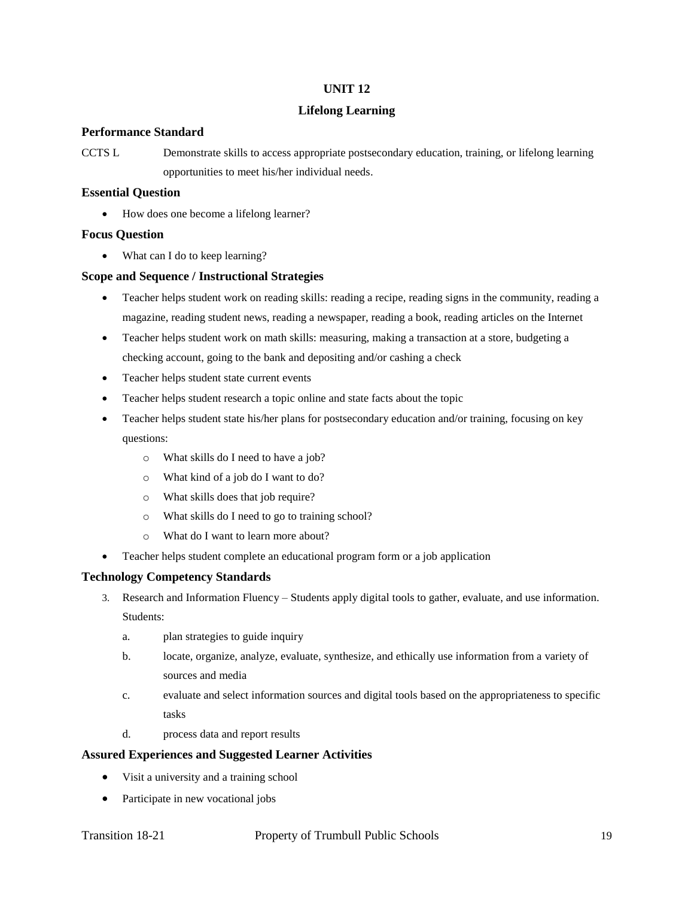# UNIT 12

## Lifelong Learning

### Performance Standard

CCTS L Demonstrate skills to access appropriate postsecondary education, training, or lifelong learning opportunities to meet his/her individual needs.

### Essential Question

- How does one become a lifelong learner?

### Focus Question

- What can I do to keep learning?

### Scope and Sequence / Instructional Strategies

- Teacher helps student work on reading skills: reading a recipe, reading signs in the community, reading a magazine, reading student news, reading a newspaper, reading a book, reading articles on the Internet
- Teacher helps student work on math skills: measuring, making a transaction at a store, budgeting a checking account, going to the bank and depositing and/or cashing a check
- Teacher helps student state current events
- Teacher helps student research a topic online and state facts about the topic
- Teacher helps student state his/her plans for postsecondary education and/or training, focusing on key questions:
  - What skills do I need to have a job?
  - What kind of a job do I want to do?
  - What skills does that job require?
  - What skills do I need to go to training school?
  - What do I want to learn more about?
- Teacher helps student complete an educational program form or a job application

### Technology Competency Standards

3. Research and Information Fluency – Students apply digital tools to gather, evaluate, and use information. Students:
   a. plan strategies to guide inquiry
   b. locate, organize, analyze, evaluate, synthesize, and ethically use information from a variety of sources and media
   c. evaluate and select information sources and digital tools based on the appropriateness to specific tasks
   d. process data and report results

### Assured Experiences and Suggested Learner Activities

- Visit a university and a training school
- Participate in new vocational jobs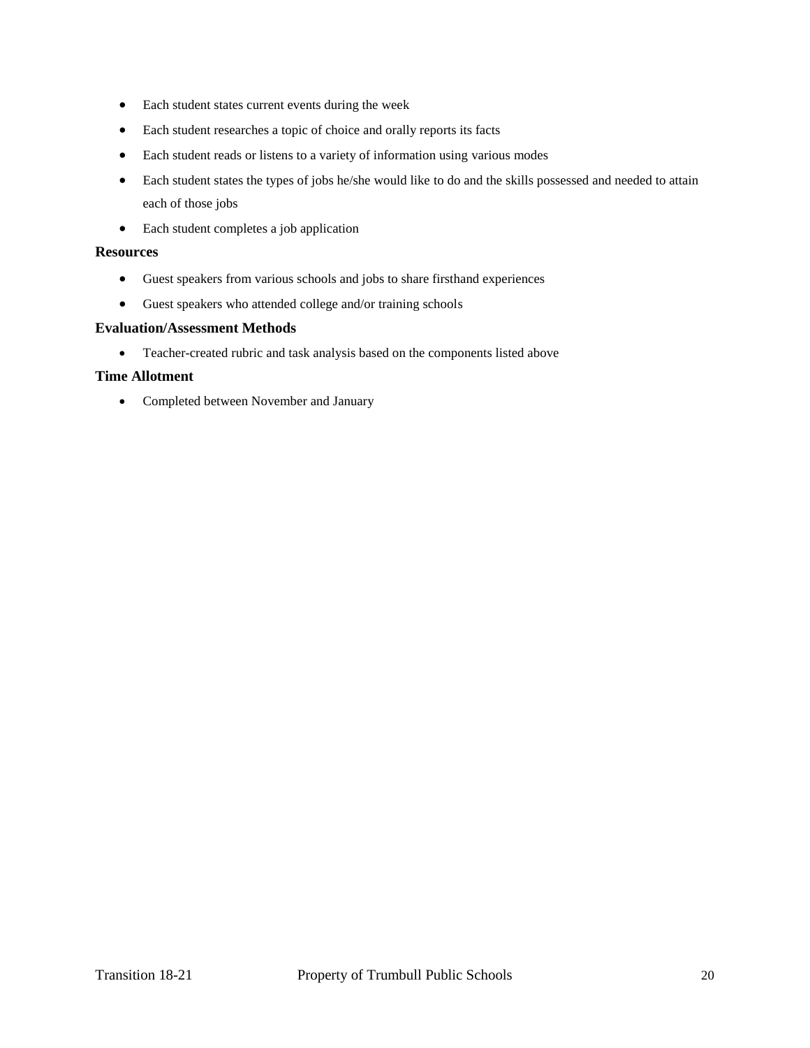- Each student states current events during the week
- Each student researches a topic of choice and orally reports its facts
- Each student reads or listens to a variety of information using various modes
- Each student states the types of jobs he/she would like to do and the skills possessed and needed to attain each of those jobs
- Each student completes a job application

### Resources

- Guest speakers from various schools and jobs to share firsthand experiences
- Guest speakers who attended college and/or training schools

### Evaluation/Assessment Methods

- Teacher-created rubric and task analysis based on the components listed above

### Time Allotment

- Completed between November and January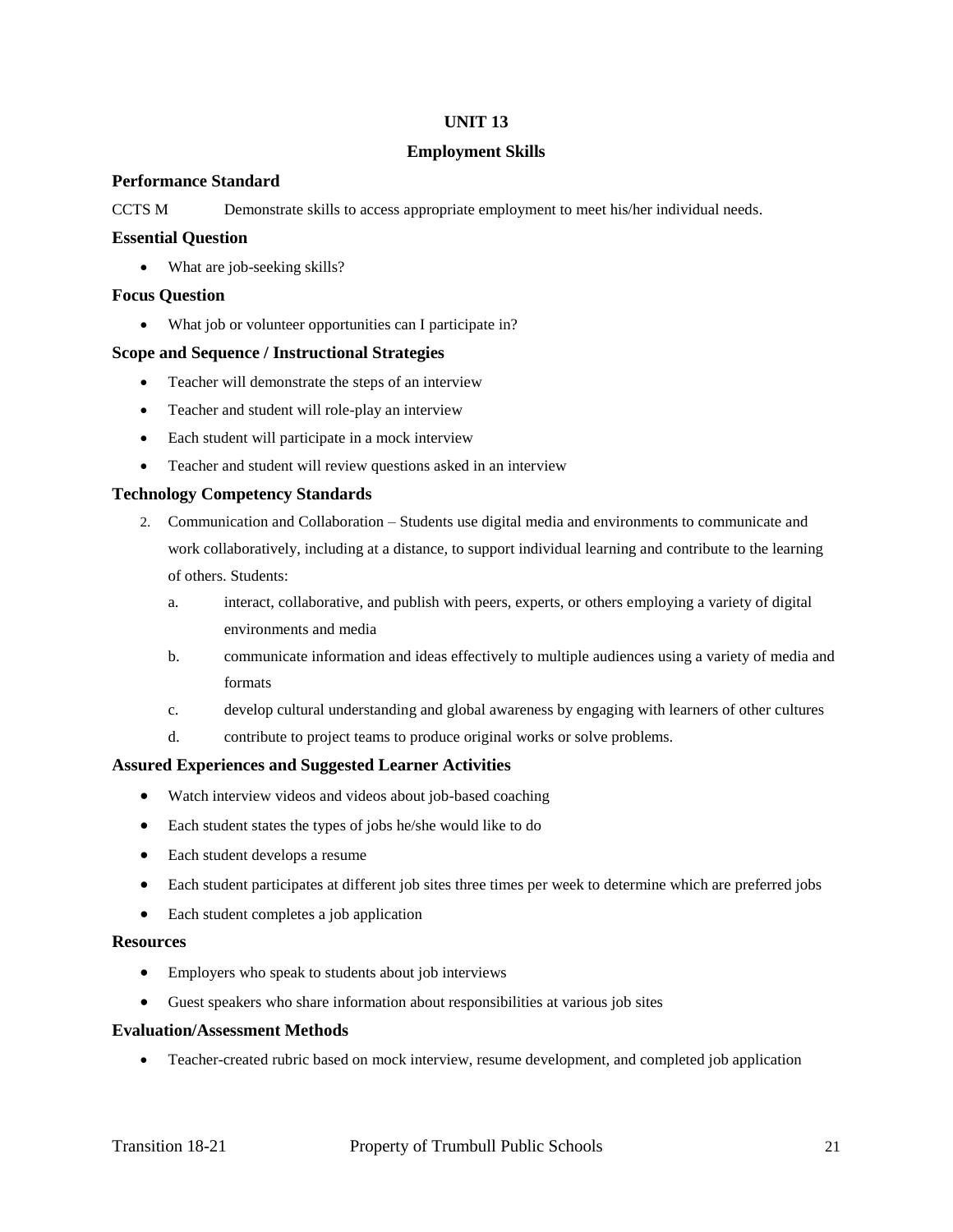# UNIT 13

## Employment Skills

### Performance Standard

CCTS M Demonstrate skills to access appropriate employment to meet his/her individual needs.

### Essential Question

- What are job-seeking skills?

### Focus Question

- What job or volunteer opportunities can I participate in?

### Scope and Sequence / Instructional Strategies

- Teacher will demonstrate the steps of an interview
- Teacher and student will role-play an interview
- Each student will participate in a mock interview
- Teacher and student will review questions asked in an interview

### Technology Competency Standards

2. Communication and Collaboration – Students use digital media and environments to communicate and work collaboratively, including at a distance, to support individual learning and contribute to the learning of others. Students:
   a. interact, collaborative, and publish with peers, experts, or others employing a variety of digital environments and media
   b. communicate information and ideas effectively to multiple audiences using a variety of media and formats
   c. develop cultural understanding and global awareness by engaging with learners of other cultures
   d. contribute to project teams to produce original works or solve problems.

### Assured Experiences and Suggested Learner Activities

- Watch interview videos and videos about job-based coaching
- Each student states the types of jobs he/she would like to do
- Each student develops a resume
- Each student participates at different job sites three times per week to determine which are preferred jobs
- Each student completes a job application

### Resources

- Employers who speak to students about job interviews
- Guest speakers who share information about responsibilities at various job sites

### Evaluation/Assessment Methods

- Teacher-created rubric based on mock interview, resume development, and completed job application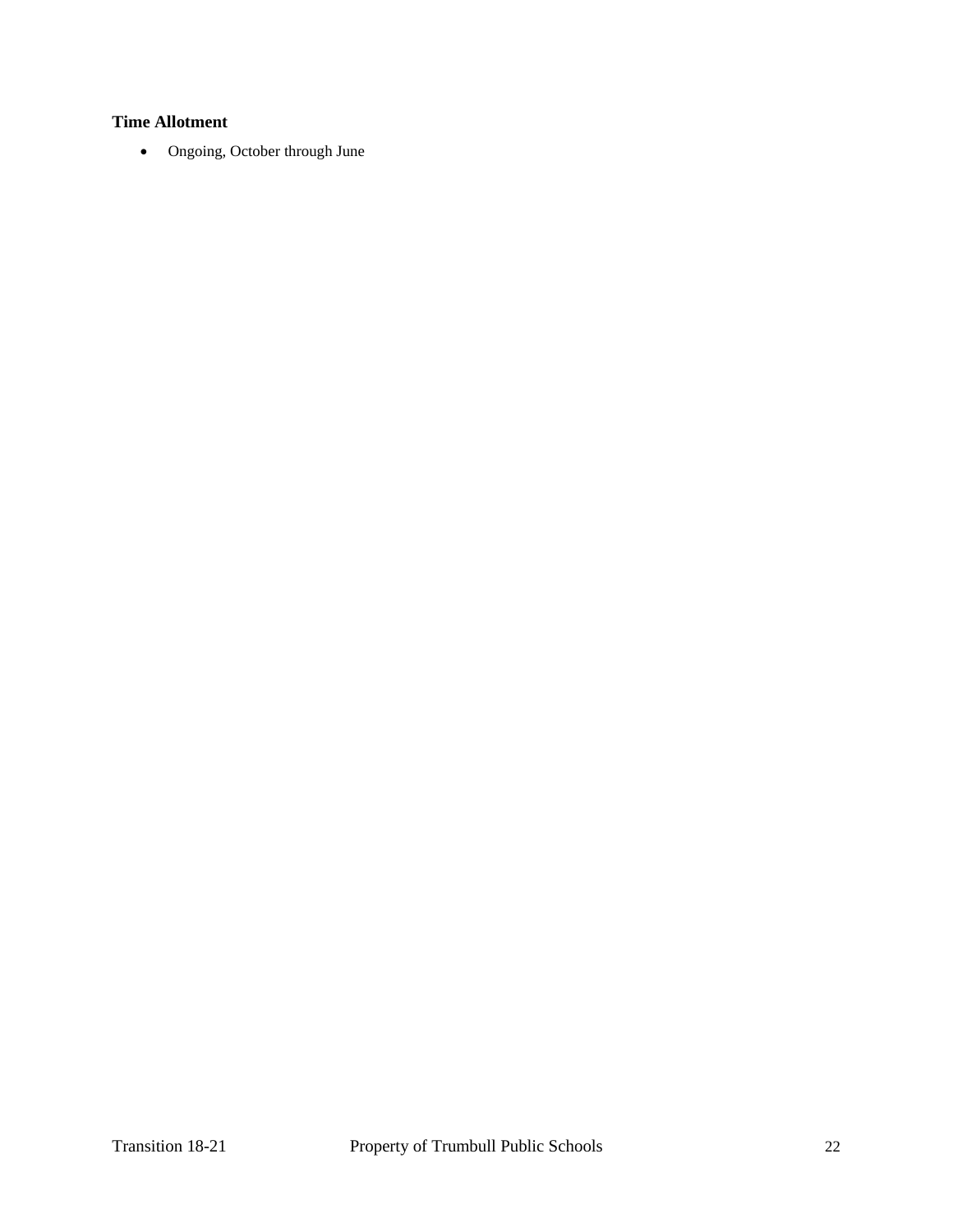**Time Allotment**

- Ongoing, October through June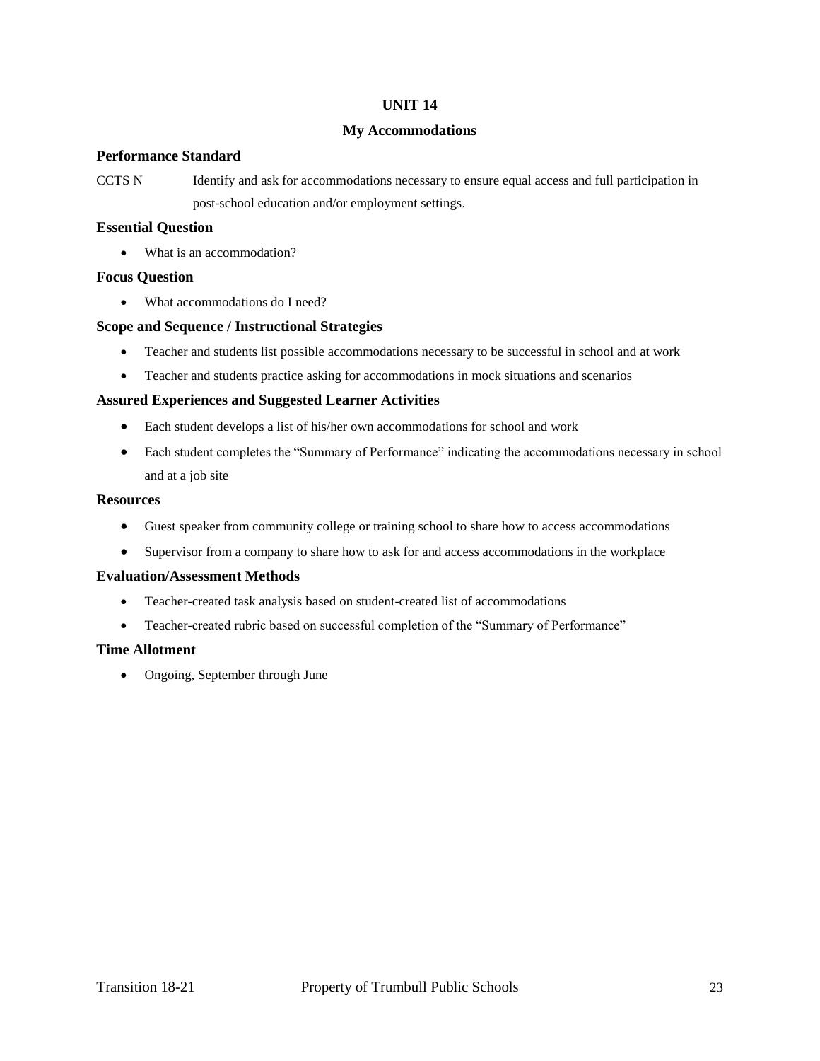# UNIT 14

## My Accommodations

### Performance Standard

CCTS N  Identify and ask for accommodations necessary to ensure equal access and full participation in post-school education and/or employment settings.

### Essential Question

- What is an accommodation?

### Focus Question

- What accommodations do I need?

### Scope and Sequence / Instructional Strategies

- Teacher and students list possible accommodations necessary to be successful in school and at work
- Teacher and students practice asking for accommodations in mock situations and scenarios

### Assured Experiences and Suggested Learner Activities

- Each student develops a list of his/her own accommodations for school and work
- Each student completes the "Summary of Performance" indicating the accommodations necessary in school and at a job site

### Resources

- Guest speaker from community college or training school to share how to access accommodations
- Supervisor from a company to share how to ask for and access accommodations in the workplace

### Evaluation/Assessment Methods

- Teacher-created task analysis based on student-created list of accommodations
- Teacher-created rubric based on successful completion of the "Summary of Performance"

### Time Allotment

- Ongoing, September through June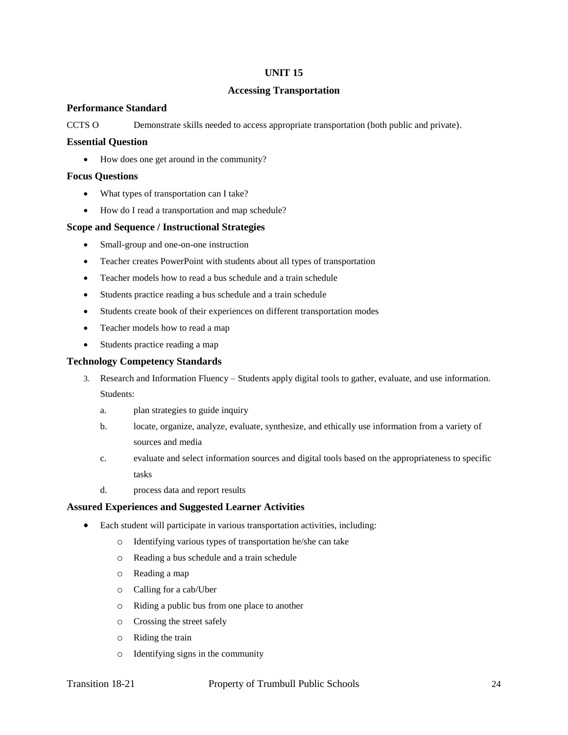# UNIT 15

## Accessing Transportation

### Performance Standard

CCTS O Demonstrate skills needed to access appropriate transportation (both public and private).

### Essential Question

- How does one get around in the community?

### Focus Questions

- What types of transportation can I take?
- How do I read a transportation and map schedule?

### Scope and Sequence / Instructional Strategies

- Small-group and one-on-one instruction
- Teacher creates PowerPoint with students about all types of transportation
- Teacher models how to read a bus schedule and a train schedule
- Students practice reading a bus schedule and a train schedule
- Students create book of their experiences on different transportation modes
- Teacher models how to read a map
- Students practice reading a map

### Technology Competency Standards

3. Research and Information Fluency – Students apply digital tools to gather, evaluate, and use information. Students:
   a. plan strategies to guide inquiry
   b. locate, organize, analyze, evaluate, synthesize, and ethically use information from a variety of sources and media
   c. evaluate and select information sources and digital tools based on the appropriateness to specific tasks
   d. process data and report results

### Assured Experiences and Suggested Learner Activities

- Each student will participate in various transportation activities, including:
  - Identifying various types of transportation he/she can take
  - Reading a bus schedule and a train schedule
  - Reading a map
  - Calling for a cab/Uber
  - Riding a public bus from one place to another
  - Crossing the street safely
  - Riding the train
  - Identifying signs in the community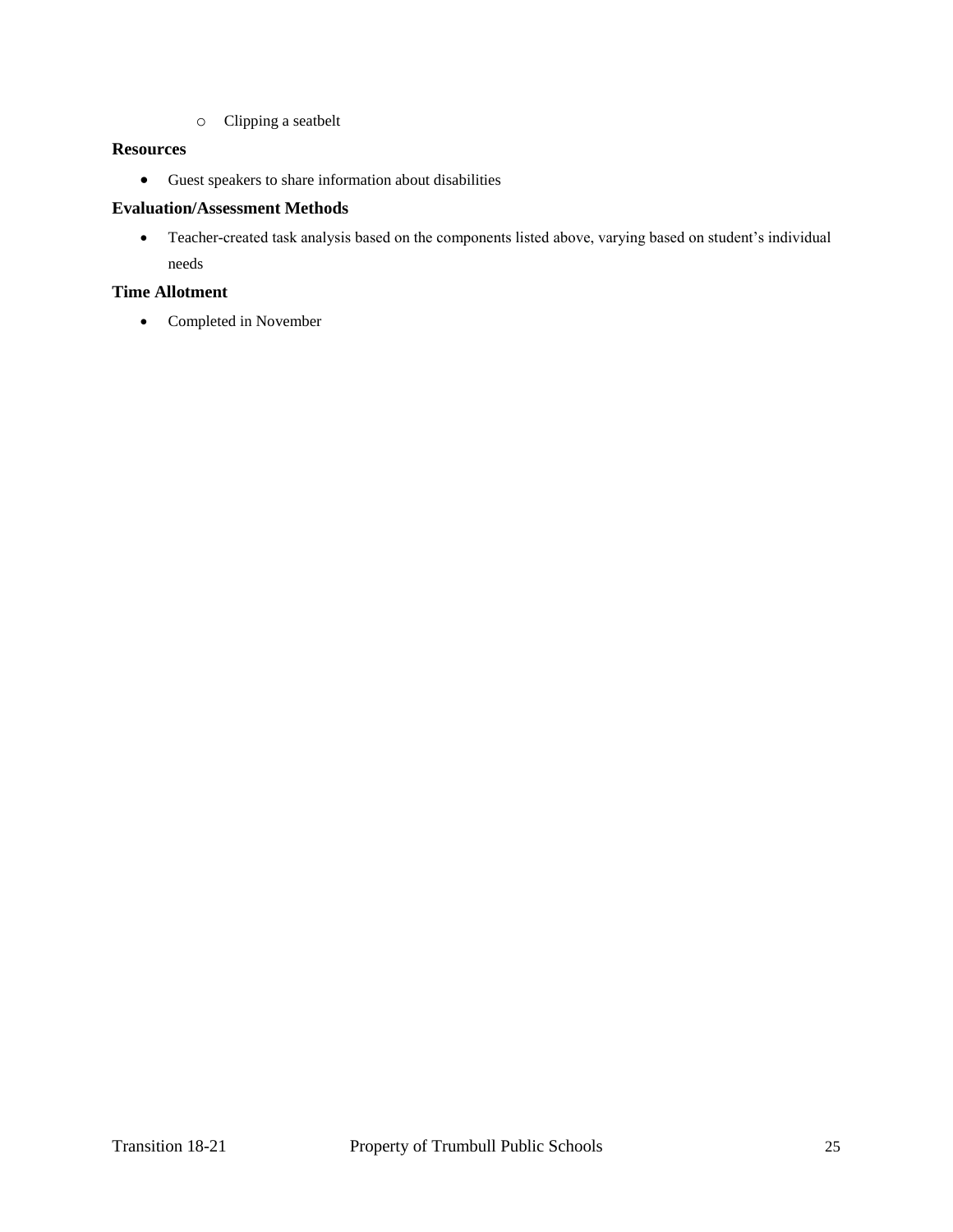- Clipping a seatbelt

### Resources

- Guest speakers to share information about disabilities

### Evaluation/Assessment Methods

- Teacher-created task analysis based on the components listed above, varying based on student's individual needs

### Time Allotment

- Completed in November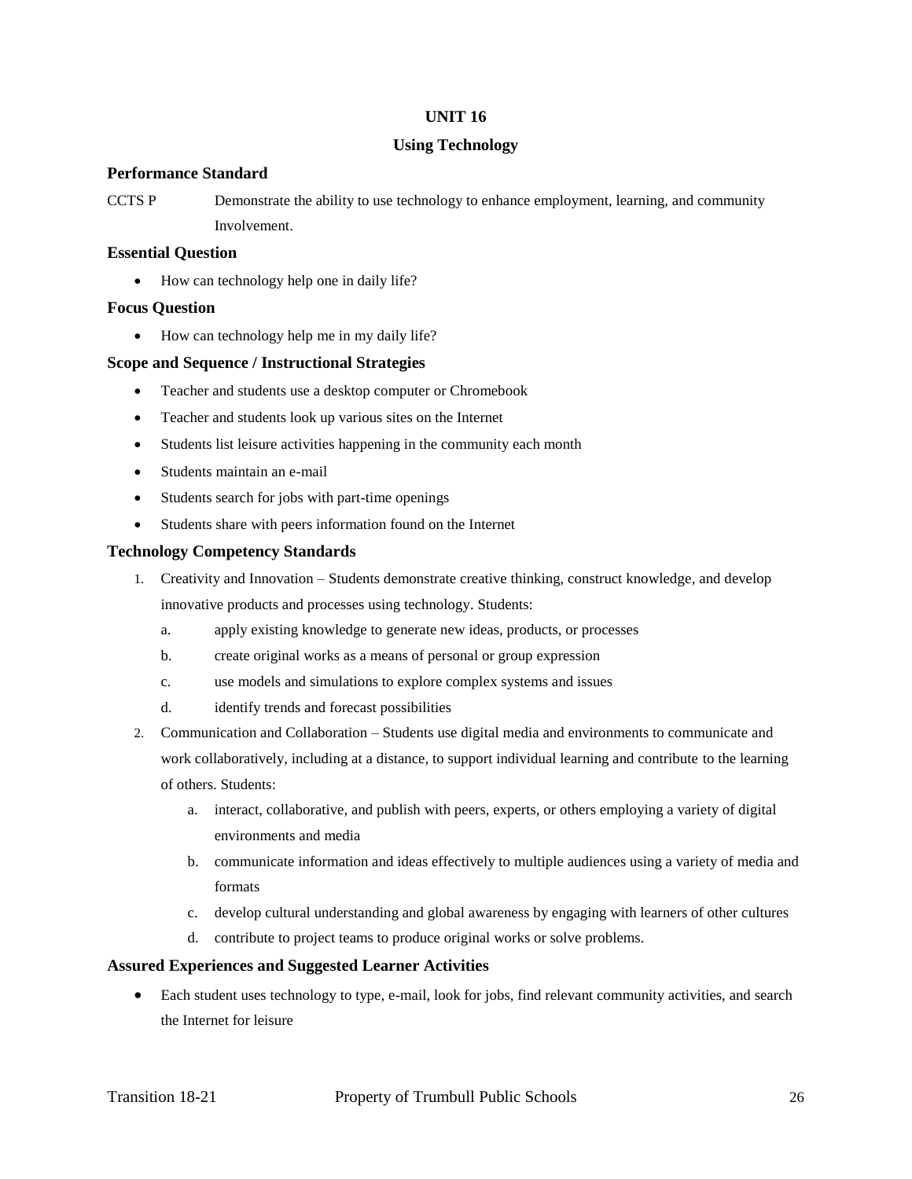# UNIT 16

## Using Technology

### Performance Standard

CCTS P Demonstrate the ability to use technology to enhance employment, learning, and community Involvement.

### Essential Question

- How can technology help one in daily life?

### Focus Question

- How can technology help me in my daily life?

### Scope and Sequence / Instructional Strategies

- Teacher and students use a desktop computer or Chromebook
- Teacher and students look up various sites on the Internet
- Students list leisure activities happening in the community each month
- Students maintain an e-mail
- Students search for jobs with part-time openings
- Students share with peers information found on the Internet

### Technology Competency Standards

1. Creativity and Innovation – Students demonstrate creative thinking, construct knowledge, and develop innovative products and processes using technology. Students:
   a. apply existing knowledge to generate new ideas, products, or processes
   b. create original works as a means of personal or group expression
   c. use models and simulations to explore complex systems and issues
   d. identify trends and forecast possibilities
2. Communication and Collaboration – Students use digital media and environments to communicate and work collaboratively, including at a distance, to support individual learning and contribute to the learning of others. Students:
   a. interact, collaborative, and publish with peers, experts, or others employing a variety of digital environments and media
   b. communicate information and ideas effectively to multiple audiences using a variety of media and formats
   c. develop cultural understanding and global awareness by engaging with learners of other cultures
   d. contribute to project teams to produce original works or solve problems.

### Assured Experiences and Suggested Learner Activities

- Each student uses technology to type, e-mail, look for jobs, find relevant community activities, and search the Internet for leisure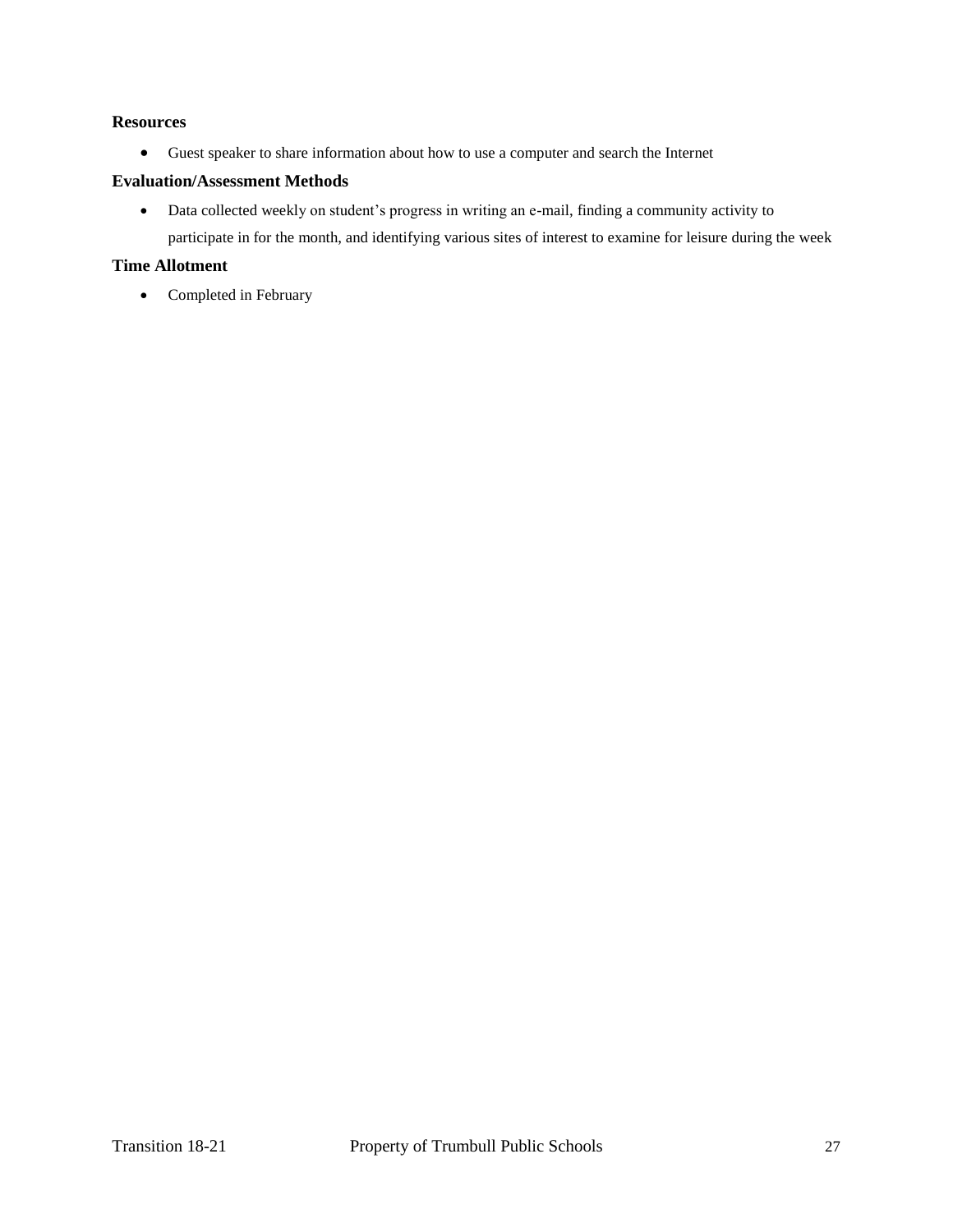**Resources**

- Guest speaker to share information about how to use a computer and search the Internet

**Evaluation/Assessment Methods**

- Data collected weekly on student's progress in writing an e-mail, finding a community activity to participate in for the month, and identifying various sites of interest to examine for leisure during the week

**Time Allotment**

- Completed in February